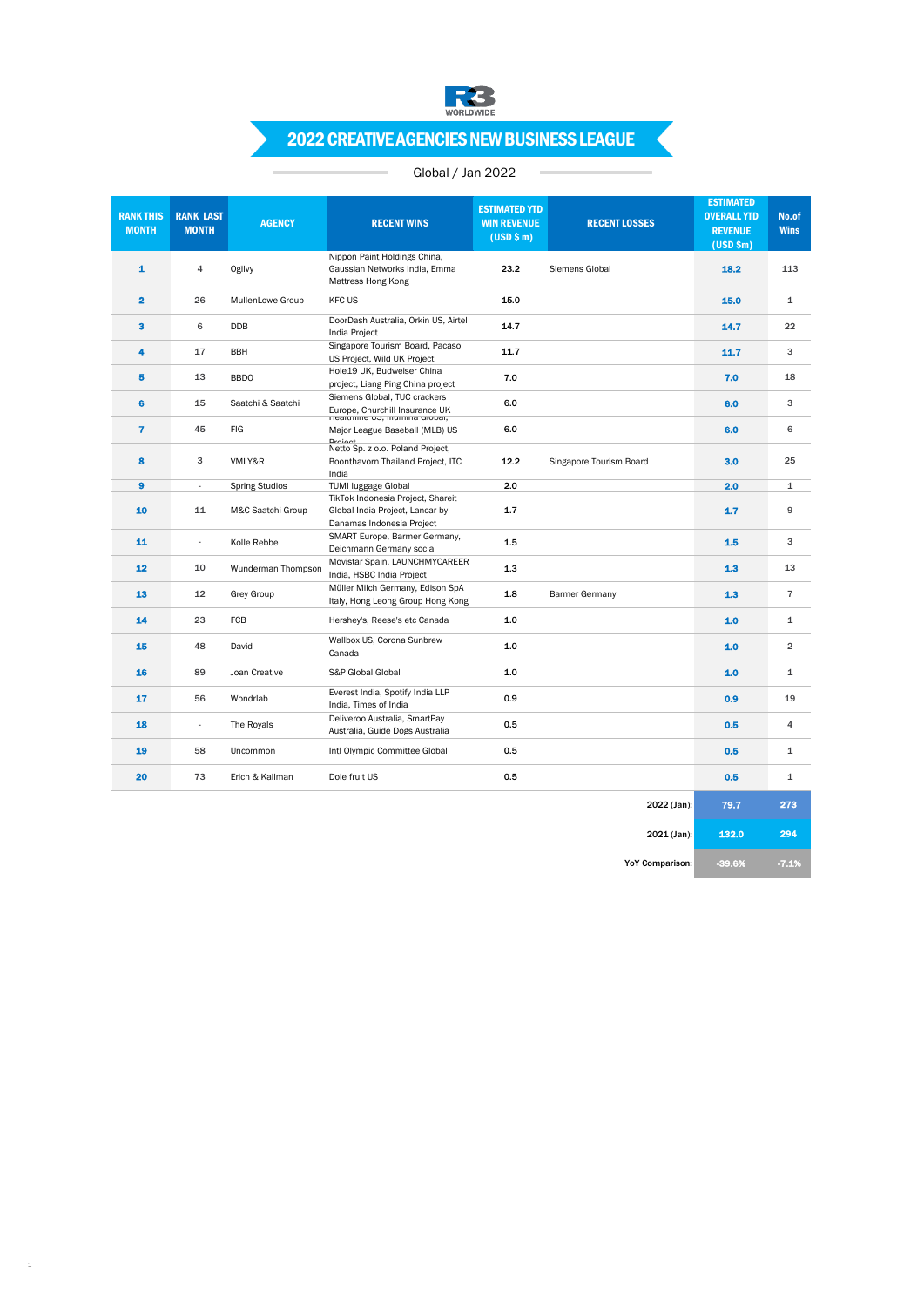R3 WORLDWIDE

# 2022 CREATIVE AGENCIES NEW BUSINESS LEAGUE

Global / Jan 2022

| RANK THIS MONTH | RANK LAST MONTH | AGENCY | RECENT WINS | ESTIMATED YTD WIN REVENUE (USD $ m) | RECENT LOSSES | ESTIMATED OVERALL YTD REVENUE (USD $m) | No.of Wins |
|---|---|---|---|---|---|---|---|
| 1 | 4 | Ogilvy | Nippon Paint Holdings China, Gaussian Networks India, Emma Mattress Hong Kong | 23.2 | Siemens Global | 18.2 | 113 |
| 2 | 26 | MullenLowe Group | KFC US | 15.0 | | 15.0 | 1 |
| 3 | 6 | DDB | DoorDash Australia, Orkin US, Airtel India Project | 14.7 | | 14.7 | 22 |
| 4 | 17 | BBH | Singapore Tourism Board, Pacaso US Project, Wild UK Project | 11.7 | | 11.7 | 3 |
| 5 | 13 | BBDO | Hole19 UK, Budweiser China project, Liang Ping China project | 7.0 | | 7.0 | 18 |
| 6 | 15 | Saatchi & Saatchi | Siemens Global, TUC crackers Europe, Churchill Insurance UK | 6.0 | | 6.0 | 3 |
| 7 | 45 | FIG | Healthline US, Illumina Global, Major League Baseball (MLB) US Project | 6.0 | | 6.0 | 6 |
| 8 | 3 | VMLY&R | Netto Sp. z o.o. Poland Project, Boonthavorn Thailand Project, ITC India | 12.2 | Singapore Tourism Board | 3.0 | 25 |
| 9 | - | Spring Studios | TUMI luggage Global | 2.0 | | 2.0 | 1 |
| 10 | 11 | M&C Saatchi Group | TikTok Indonesia Project, Shareit Global India Project, Lancar by Danamas Indonesia Project | 1.7 | | 1.7 | 9 |
| 11 | - | Kolle Rebbe | SMART Europe, Barmer Germany, Deichmann Germany social | 1.5 | | 1.5 | 3 |
| 12 | 10 | Wunderman Thompson | Movistar Spain, LAUNCHMYCAREER India, HSBC India Project | 1.3 | | 1.3 | 13 |
| 13 | 12 | Grey Group | Müller Milch Germany, Edison SpA Italy, Hong Leong Group Hong Kong | 1.8 | Barmer Germany | 1.3 | 7 |
| 14 | 23 | FCB | Hershey's, Reese's etc Canada | 1.0 | | 1.0 | 1 |
| 15 | 48 | David | Wallbox US, Corona Sunbrew Canada | 1.0 | | 1.0 | 2 |
| 16 | 89 | Joan Creative | S&P Global Global | 1.0 | | 1.0 | 1 |
| 17 | 56 | Wondrlab | Everest India, Spotify India LLP India, Times of India | 0.9 | | 0.9 | 19 |
| 18 | - | The Royals | Deliveroo Australia, SmartPay Australia, Guide Dogs Australia | 0.5 | | 0.5 | 4 |
| 19 | 58 | Uncommon | Intl Olympic Committee Global | 0.5 | | 0.5 | 1 |
| 20 | 73 | Erich & Kallman | Dole fruit US | 0.5 | | 0.5 | 1 |
| | | | | | 2022 (Jan): | 79.7 | 273 |
| | | | | | 2021 (Jan): | 132.0 | 294 |
| | | | | | YoY Comparison: | -39.6% | -7.1% |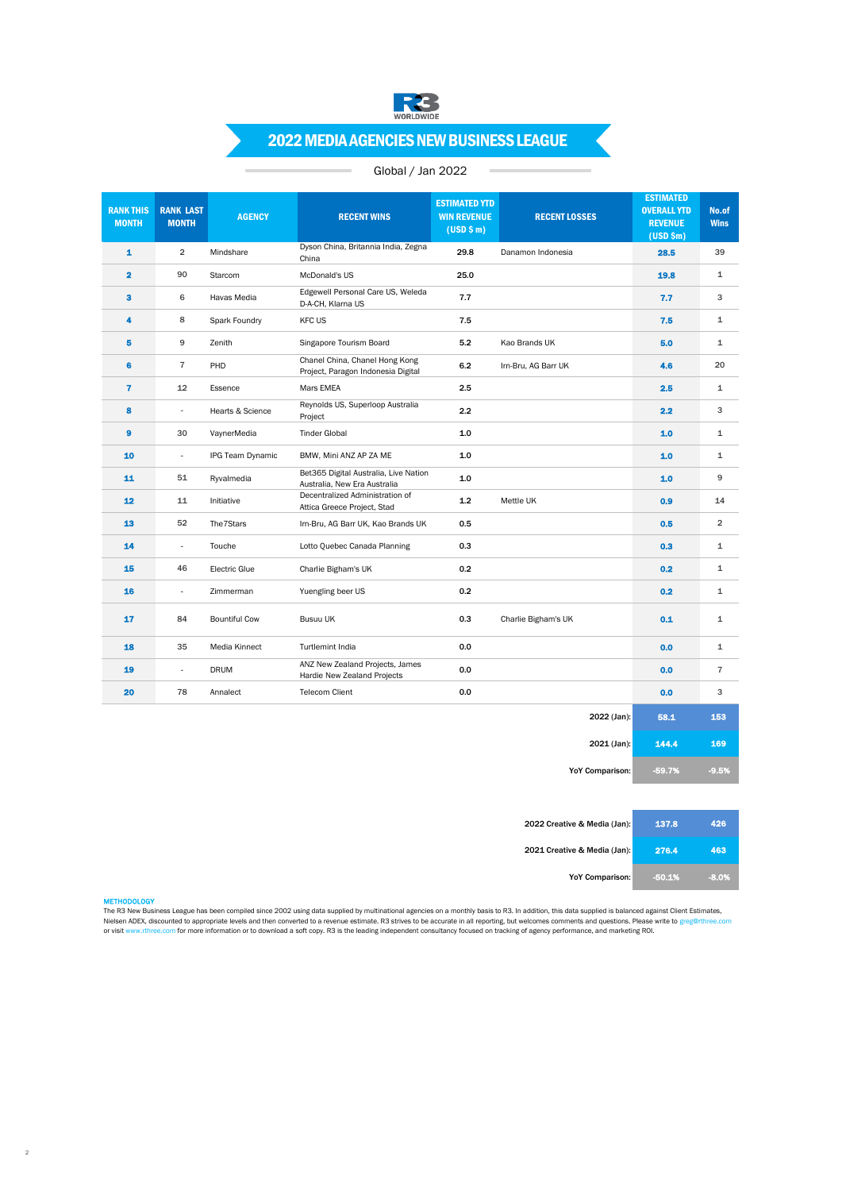R3 WORLDWIDE

# 2022 MEDIA AGENCIES NEW BUSINESS LEAGUE

Global / Jan 2022

| RANK THIS MONTH | RANK LAST MONTH | AGENCY | RECENT WINS | ESTIMATED YTD WIN REVENUE (USD $ m) | RECENT LOSSES | ESTIMATED OVERALL YTD REVENUE (USD $m) | No.of Wins |
|---|---|---|---|---|---|---|---|
| 1 | 2 | Mindshare | Dyson China, Britannia India, Zegna China | 29.8 | Danamon Indonesia | 28.5 | 39 |
| 2 | 90 | Starcom | McDonald's US | 25.0 | | 19.8 | 1 |
| 3 | 6 | Havas Media | Edgewell Personal Care US, Weleda D-A-CH, Klarna US | 7.7 | | 7.7 | 3 |
| 4 | 8 | Spark Foundry | KFC US | 7.5 | | 7.5 | 1 |
| 5 | 9 | Zenith | Singapore Tourism Board | 5.2 | Kao Brands UK | 5.0 | 1 |
| 6 | 7 | PHD | Chanel China, Chanel Hong Kong Project, Paragon Indonesia Digital | 6.2 | Irn-Bru, AG Barr UK | 4.6 | 20 |
| 7 | 12 | Essence | Mars EMEA | 2.5 | | 2.5 | 1 |
| 8 | - | Hearts & Science | Reynolds US, Superloop Australia Project | 2.2 | | 2.2 | 3 |
| 9 | 30 | VaynerMedia | Tinder Global | 1.0 | | 1.0 | 1 |
| 10 | - | IPG Team Dynamic | BMW, Mini ANZ AP ZA ME | 1.0 | | 1.0 | 1 |
| 11 | 51 | Ryvalmedia | Bet365 Digital Australia, Live Nation Australia, New Era Australia | 1.0 | | 1.0 | 9 |
| 12 | 11 | Initiative | Decentralized Administration of Attica Greece Project, Stad | 1.2 | Mettle UK | 0.9 | 14 |
| 13 | 52 | The7Stars | Irn-Bru, AG Barr UK, Kao Brands UK | 0.5 | | 0.5 | 2 |
| 14 | - | Touche | Lotto Quebec Canada Planning | 0.3 | | 0.3 | 1 |
| 15 | 46 | Electric Glue | Charlie Bigham's UK | 0.2 | | 0.2 | 1 |
| 16 | - | Zimmerman | Yuengling beer US | 0.2 | | 0.2 | 1 |
| 17 | 84 | Bountiful Cow | Busuu UK | 0.3 | Charlie Bigham's UK | 0.1 | 1 |
| 18 | 35 | Media Kinnect | Turtlemint India | 0.0 | | 0.0 | 1 |
| 19 | - | DRUM | ANZ New Zealand Projects, James Hardie New Zealand Projects | 0.0 | | 0.0 | 7 |
| 20 | 78 | Annalect | Telecom Client | 0.0 | | 0.0 | 3 |
| | | | | | 2022 (Jan): | 58.1 | 153 |
| | | | | | 2021 (Jan): | 144.4 | 169 |
| | | | | | YoY Comparison: | -59.7% | -9.5% |

| | | |
|---|---|---|
| 2022 Creative & Media (Jan): | 137.8 | 426 |
| 2021 Creative & Media (Jan): | 276.4 | 463 |
| YoY Comparison: | -50.1% | -8.0% |

**METHODOLOGY**

The R3 New Business League has been compiled since 2002 using data supplied by multinational agencies on a monthly basis to R3. In addition, this data supplied is balanced against Client Estimates, Nielsen ADEX, discounted to appropriate levels and then converted to a revenue estimate. R3 strives to be accurate in all reporting, but welcomes comments and questions. Please write to greg@rthree.com or visit www.rthree.com for more information or to download a soft copy. R3 is the leading independent consultancy focused on tracking of agency performance, and marketing ROI.